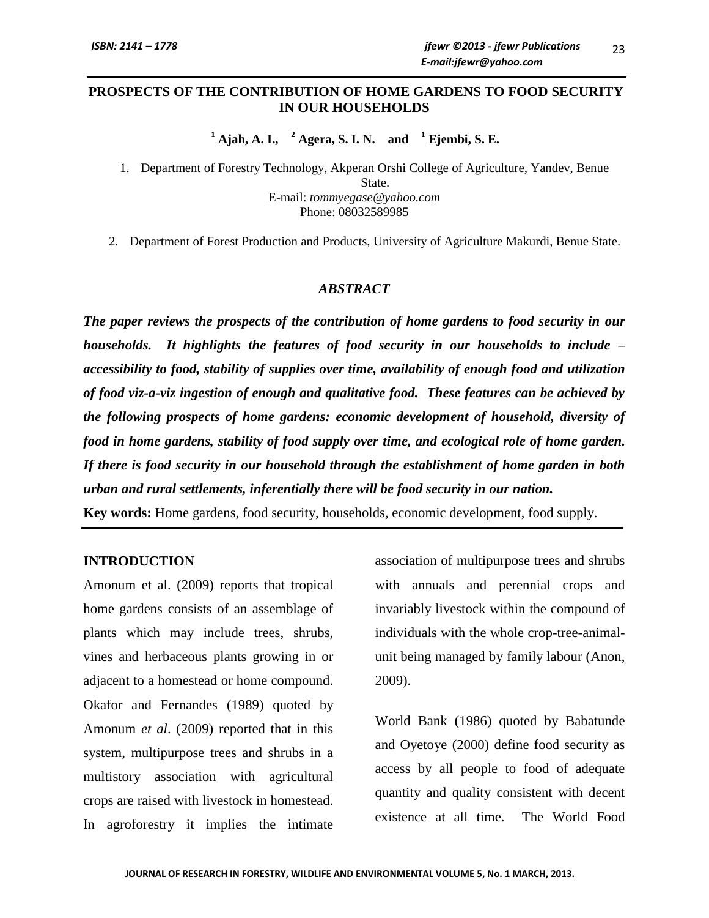# PROSPECTS OF THE CONTRIBUTION OF HOME GARDENS TO FOOD SECURITY IN OUR HOUSEHOLDS

[1] Ajah, A. I., [2] Agera, S. I. N. and [1] Ejembi, S. E.

1. Department of Forestry Technology, Akperan Orshi College of Agriculture, Yandev, Benue State.
   E-mail: *tommyegase@yahoo.com*
   Phone: 08032589985
2. Department of Forest Production and Products, University of Agriculture Makurdi, Benue State.

## *ABSTRACT*

***The paper reviews the prospects of the contribution of home gardens to food security in our households. It highlights the features of food security in our households to include – accessibility to food, stability of supplies over time, availability of enough food and utilization of food viz-a-viz ingestion of enough and qualitative food. These features can be achieved by the following prospects of home gardens: economic development of household, diversity of food in home gardens, stability of food supply over time, and ecological role of home garden. If there is food security in our household through the establishment of home garden in both urban and rural settlements, inferentially there will be food security in our nation.***

**Key words:** Home gardens, food security, households, economic development, food supply.

## INTRODUCTION

Amonum et al. (2009) reports that tropical home gardens consists of an assemblage of plants which may include trees, shrubs, vines and herbaceous plants growing in or adjacent to a homestead or home compound. Okafor and Fernandes (1989) quoted by Amonum *et al*. (2009) reported that in this system, multipurpose trees and shrubs in a multistory association with agricultural crops are raised with livestock in homestead. In agroforestry it implies the intimate association of multipurpose trees and shrubs with annuals and perennial crops and invariably livestock within the compound of individuals with the whole crop-tree-animal-unit being managed by family labour (Anon, 2009).

World Bank (1986) quoted by Babatunde and Oyetoye (2000) define food security as access by all people to food of adequate quantity and quality consistent with decent existence at all time. The World Food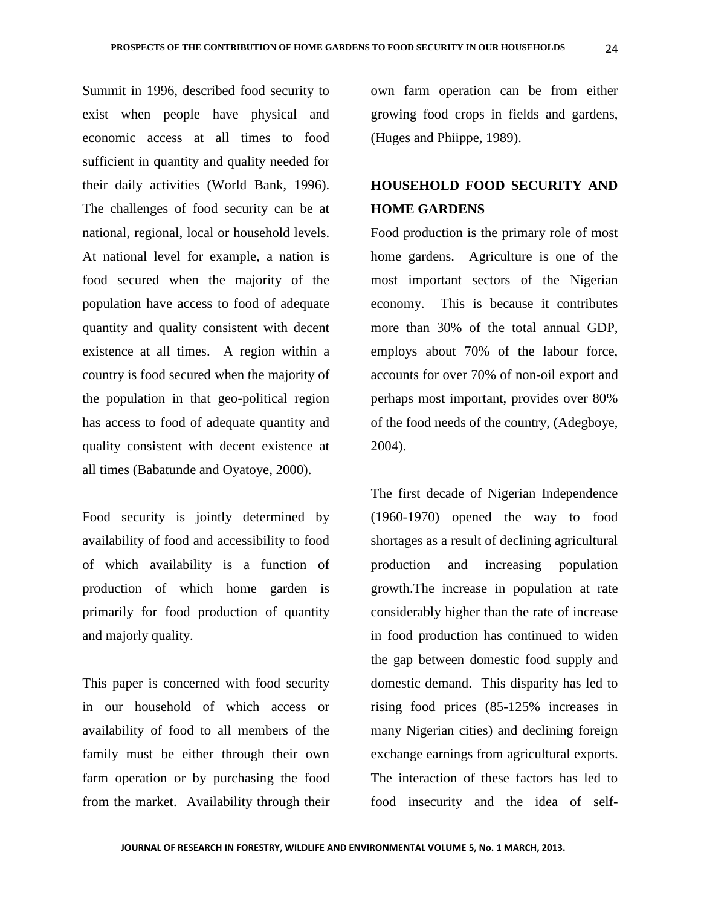Summit in 1996, described food security to exist when people have physical and economic access at all times to food sufficient in quantity and quality needed for their daily activities (World Bank, 1996). The challenges of food security can be at national, regional, local or household levels. At national level for example, a nation is food secured when the majority of the population have access to food of adequate quantity and quality consistent with decent existence at all times. A region within a country is food secured when the majority of the population in that geo-political region has access to food of adequate quantity and quality consistent with decent existence at all times (Babatunde and Oyatoye, 2000).

Food security is jointly determined by availability of food and accessibility to food of which availability is a function of production of which home garden is primarily for food production of quantity and majorly quality.

This paper is concerned with food security in our household of which access or availability of food to all members of the family must be either through their own farm operation or by purchasing the food from the market. Availability through their own farm operation can be from either growing food crops in fields and gardens, (Huges and Phiippe, 1989).

## HOUSEHOLD FOOD SECURITY AND HOME GARDENS

Food production is the primary role of most home gardens. Agriculture is one of the most important sectors of the Nigerian economy. This is because it contributes more than 30% of the total annual GDP, employs about 70% of the labour force, accounts for over 70% of non-oil export and perhaps most important, provides over 80% of the food needs of the country, (Adegboye, 2004).

The first decade of Nigerian Independence (1960-1970) opened the way to food shortages as a result of declining agricultural production and increasing population growth.The increase in population at rate considerably higher than the rate of increase in food production has continued to widen the gap between domestic food supply and domestic demand. This disparity has led to rising food prices (85-125% increases in many Nigerian cities) and declining foreign exchange earnings from agricultural exports. The interaction of these factors has led to food insecurity and the idea of self-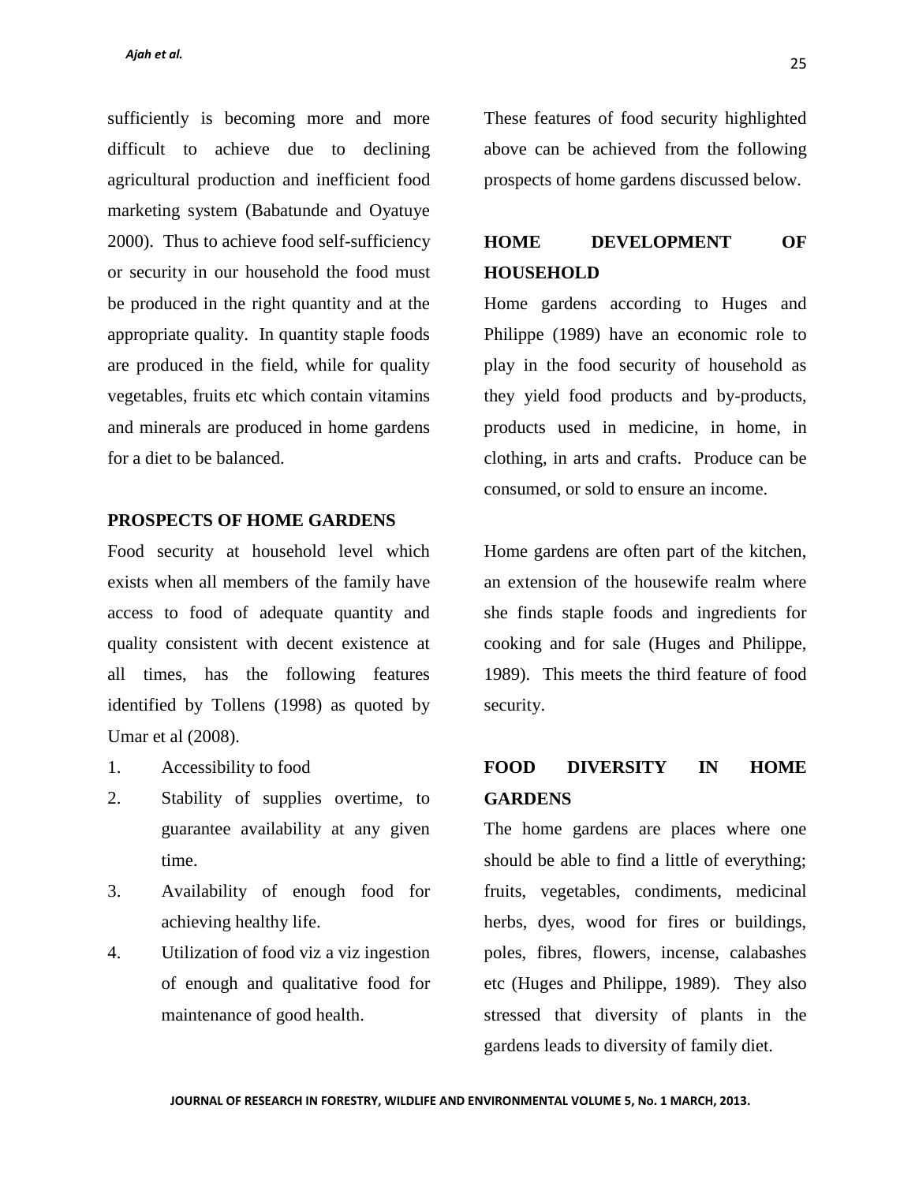sufficiently is becoming more and more difficult to achieve due to declining agricultural production and inefficient food marketing system (Babatunde and Oyatuye 2000). Thus to achieve food self-sufficiency or security in our household the food must be produced in the right quantity and at the appropriate quality. In quantity staple foods are produced in the field, while for quality vegetables, fruits etc which contain vitamins and minerals are produced in home gardens for a diet to be balanced.

## PROSPECTS OF HOME GARDENS

Food security at household level which exists when all members of the family have access to food of adequate quantity and quality consistent with decent existence at all times, has the following features identified by Tollens (1998) as quoted by Umar et al (2008).

1. Accessibility to food
2. Stability of supplies overtime, to guarantee availability at any given time.
3. Availability of enough food for achieving healthy life.
4. Utilization of food viz a viz ingestion of enough and qualitative food for maintenance of good health.

These features of food security highlighted above can be achieved from the following prospects of home gardens discussed below.

## HOME DEVELOPMENT OF HOUSEHOLD

Home gardens according to Huges and Philippe (1989) have an economic role to play in the food security of household as they yield food products and by-products, products used in medicine, in home, in clothing, in arts and crafts. Produce can be consumed, or sold to ensure an income.

Home gardens are often part of the kitchen, an extension of the housewife realm where she finds staple foods and ingredients for cooking and for sale (Huges and Philippe, 1989). This meets the third feature of food security.

## FOOD DIVERSITY IN HOME GARDENS

The home gardens are places where one should be able to find a little of everything; fruits, vegetables, condiments, medicinal herbs, dyes, wood for fires or buildings, poles, fibres, flowers, incense, calabashes etc (Huges and Philippe, 1989). They also stressed that diversity of plants in the gardens leads to diversity of family diet.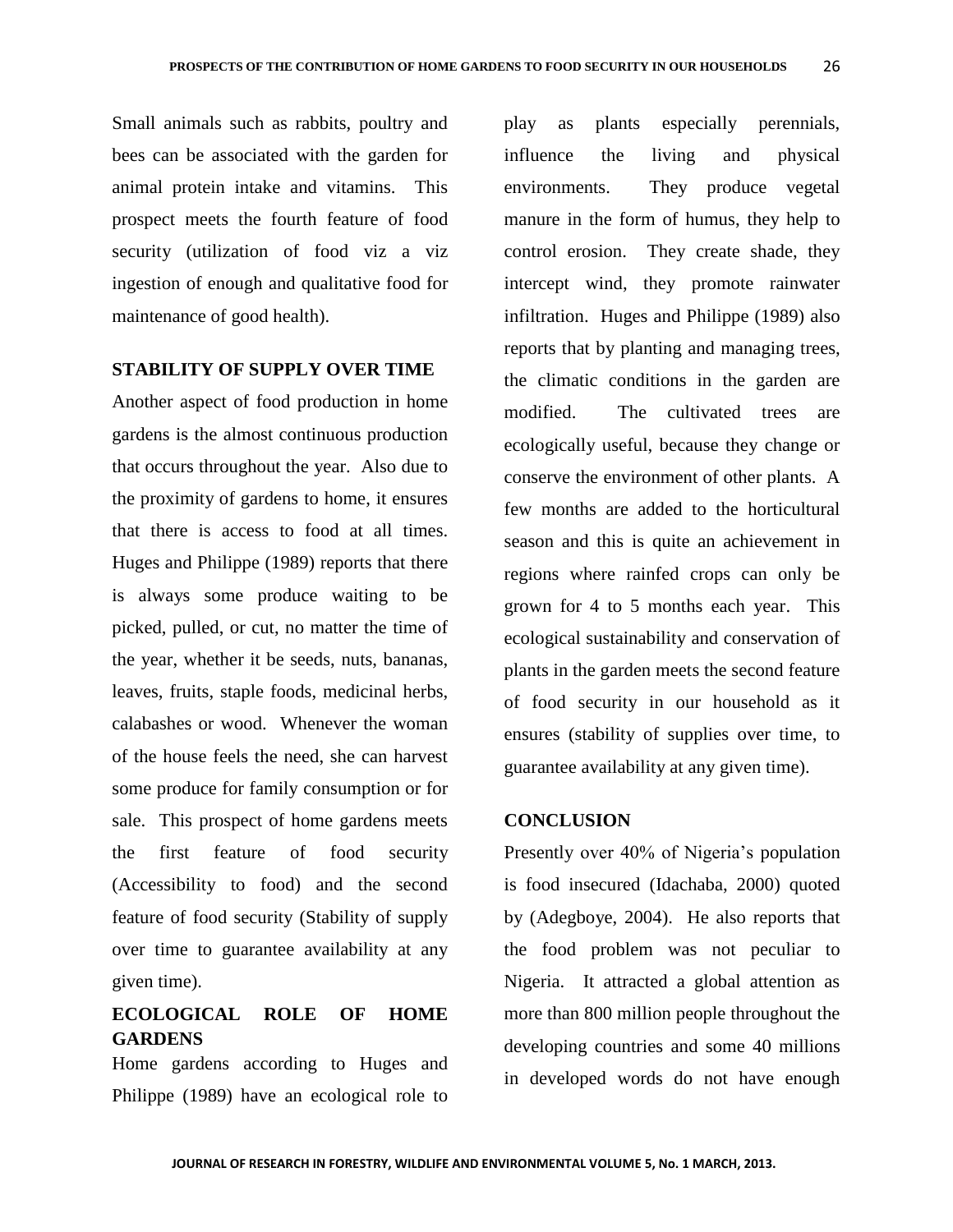Small animals such as rabbits, poultry and bees can be associated with the garden for animal protein intake and vitamins. This prospect meets the fourth feature of food security (utilization of food viz a viz ingestion of enough and qualitative food for maintenance of good health).

## STABILITY OF SUPPLY OVER TIME

Another aspect of food production in home gardens is the almost continuous production that occurs throughout the year. Also due to the proximity of gardens to home, it ensures that there is access to food at all times. Huges and Philippe (1989) reports that there is always some produce waiting to be picked, pulled, or cut, no matter the time of the year, whether it be seeds, nuts, bananas, leaves, fruits, staple foods, medicinal herbs, calabashes or wood. Whenever the woman of the house feels the need, she can harvest some produce for family consumption or for sale. This prospect of home gardens meets the first feature of food security (Accessibility to food) and the second feature of food security (Stability of supply over time to guarantee availability at any given time).

## ECOLOGICAL ROLE OF HOME GARDENS

Home gardens according to Huges and Philippe (1989) have an ecological role to play as plants especially perennials, influence the living and physical environments. They produce vegetal manure in the form of humus, they help to control erosion. They create shade, they intercept wind, they promote rainwater infiltration. Huges and Philippe (1989) also reports that by planting and managing trees, the climatic conditions in the garden are modified. The cultivated trees are ecologically useful, because they change or conserve the environment of other plants. A few months are added to the horticultural season and this is quite an achievement in regions where rainfed crops can only be grown for 4 to 5 months each year. This ecological sustainability and conservation of plants in the garden meets the second feature of food security in our household as it ensures (stability of supplies over time, to guarantee availability at any given time).

## CONCLUSION

Presently over 40% of Nigeria's population is food insecured (Idachaba, 2000) quoted by (Adegboye, 2004). He also reports that the food problem was not peculiar to Nigeria. It attracted a global attention as more than 800 million people throughout the developing countries and some 40 millions in developed words do not have enough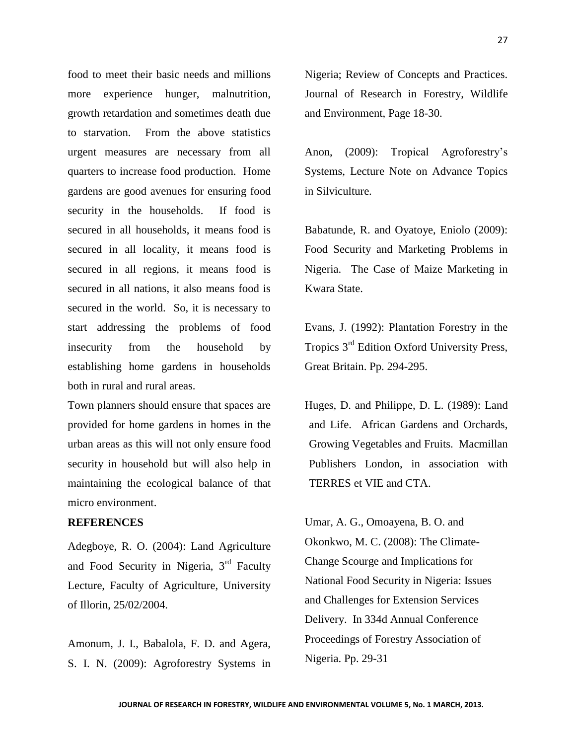food to meet their basic needs and millions more experience hunger, malnutrition, growth retardation and sometimes death due to starvation. From the above statistics urgent measures are necessary from all quarters to increase food production. Home gardens are good avenues for ensuring food security in the households. If food is secured in all households, it means food is secured in all locality, it means food is secured in all regions, it means food is secured in all nations, it also means food is secured in the world. So, it is necessary to start addressing the problems of food insecurity from the household by establishing home gardens in households both in rural and rural areas.

Town planners should ensure that spaces are provided for home gardens in homes in the urban areas as this will not only ensure food security in household but will also help in maintaining the ecological balance of that micro environment.

**REFERENCES**

Adegboye, R. O. (2004): Land Agriculture and Food Security in Nigeria, 3rd Faculty Lecture, Faculty of Agriculture, University of Illorin, 25/02/2004.

Amonum, J. I., Babalola, F. D. and Agera, S. I. N. (2009): Agroforestry Systems in Nigeria; Review of Concepts and Practices. Journal of Research in Forestry, Wildlife and Environment, Page 18-30.

Anon, (2009): Tropical Agroforestry's Systems, Lecture Note on Advance Topics in Silviculture.

Babatunde, R. and Oyatoye, Eniolo (2009): Food Security and Marketing Problems in Nigeria. The Case of Maize Marketing in Kwara State.

Evans, J. (1992): Plantation Forestry in the Tropics 3rd Edition Oxford University Press, Great Britain. Pp. 294-295.

Huges, D. and Philippe, D. L. (1989): Land and Life. African Gardens and Orchards, Growing Vegetables and Fruits. Macmillan Publishers London, in association with TERRES et VIE and CTA.

Umar, A. G., Omoayena, B. O. and Okonkwo, M. C. (2008): The Climate-Change Scourge and Implications for National Food Security in Nigeria: Issues and Challenges for Extension Services Delivery. In 334d Annual Conference Proceedings of Forestry Association of Nigeria. Pp. 29-31